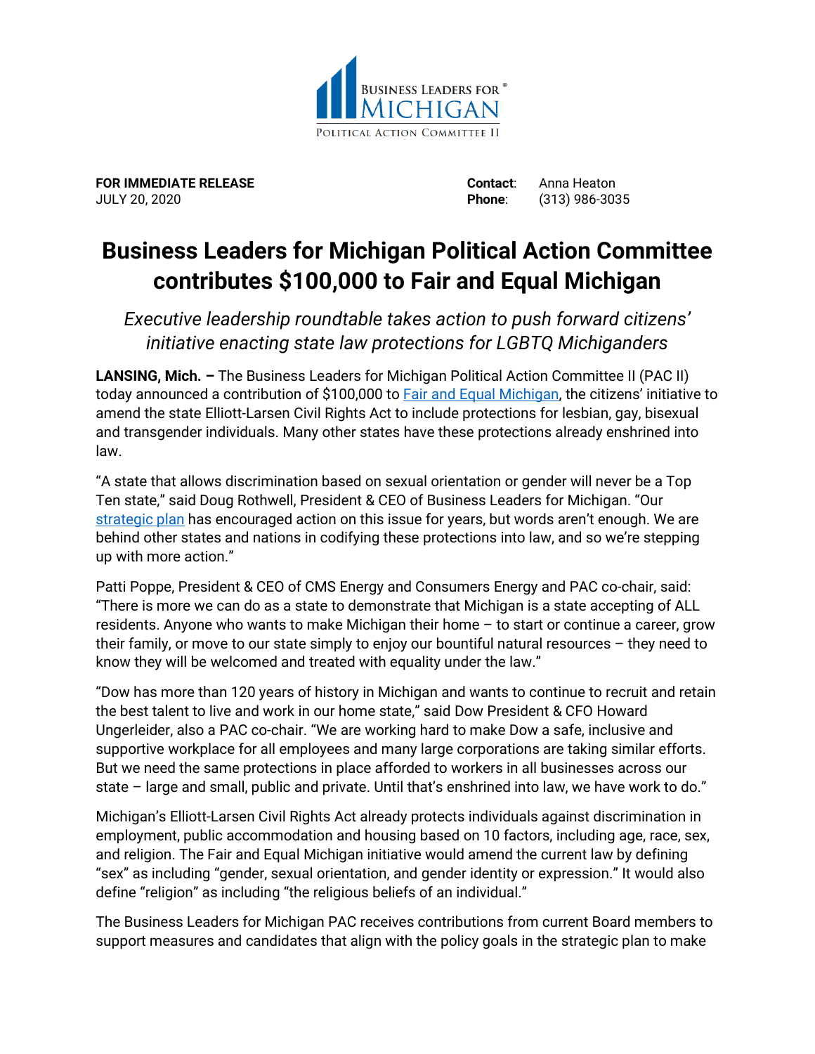BUSINESS LEADERS FOR® MICHIGAN
POLITICAL ACTION COMMITTEE II

**FOR IMMEDIATE RELEASE**
JULY 20, 2020

**Contact**: Anna Heaton
**Phone**: (313) 986-3035

# Business Leaders for Michigan Political Action Committee contributes $100,000 to Fair and Equal Michigan

*Executive leadership roundtable takes action to push forward citizens' initiative enacting state law protections for LGBTQ Michiganders*

**LANSING, Mich. –** The Business Leaders for Michigan Political Action Committee II (PAC II) today announced a contribution of $100,000 to Fair and Equal Michigan, the citizens' initiative to amend the state Elliott-Larsen Civil Rights Act to include protections for lesbian, gay, bisexual and transgender individuals. Many other states have these protections already enshrined into law.

"A state that allows discrimination based on sexual orientation or gender will never be a Top Ten state," said Doug Rothwell, President & CEO of Business Leaders for Michigan. "Our strategic plan has encouraged action on this issue for years, but words aren't enough. We are behind other states and nations in codifying these protections into law, and so we're stepping up with more action."

Patti Poppe, President & CEO of CMS Energy and Consumers Energy and PAC co-chair, said: "There is more we can do as a state to demonstrate that Michigan is a state accepting of ALL residents. Anyone who wants to make Michigan their home – to start or continue a career, grow their family, or move to our state simply to enjoy our bountiful natural resources – they need to know they will be welcomed and treated with equality under the law."

"Dow has more than 120 years of history in Michigan and wants to continue to recruit and retain the best talent to live and work in our home state," said Dow President & CFO Howard Ungerleider, also a PAC co-chair. "We are working hard to make Dow a safe, inclusive and supportive workplace for all employees and many large corporations are taking similar efforts. But we need the same protections in place afforded to workers in all businesses across our state – large and small, public and private. Until that's enshrined into law, we have work to do."

Michigan's Elliott-Larsen Civil Rights Act already protects individuals against discrimination in employment, public accommodation and housing based on 10 factors, including age, race, sex, and religion. The Fair and Equal Michigan initiative would amend the current law by defining "sex" as including "gender, sexual orientation, and gender identity or expression." It would also define "religion" as including "the religious beliefs of an individual."

The Business Leaders for Michigan PAC receives contributions from current Board members to support measures and candidates that align with the policy goals in the strategic plan to make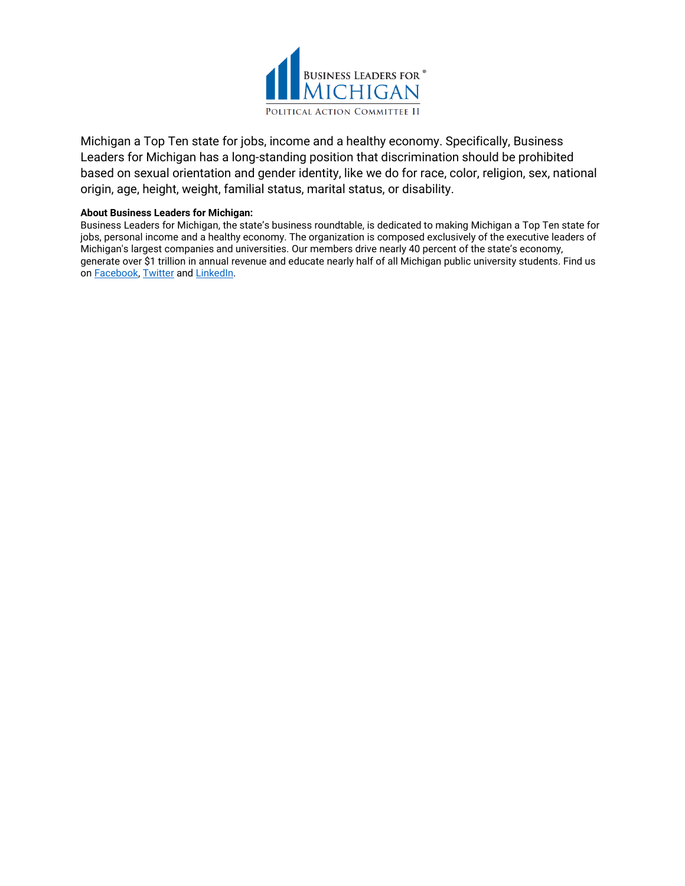Michigan a Top Ten state for jobs, income and a healthy economy. Specifically, Business Leaders for Michigan has a long-standing position that discrimination should be prohibited based on sexual orientation and gender identity, like we do for race, color, religion, sex, national origin, age, height, weight, familial status, marital status, or disability.

**About Business Leaders for Michigan:**
Business Leaders for Michigan, the state's business roundtable, is dedicated to making Michigan a Top Ten state for jobs, personal income and a healthy economy. The organization is composed exclusively of the executive leaders of Michigan's largest companies and universities. Our members drive nearly 40 percent of the state's economy, generate over $1 trillion in annual revenue and educate nearly half of all Michigan public university students. Find us on Facebook, Twitter and LinkedIn.